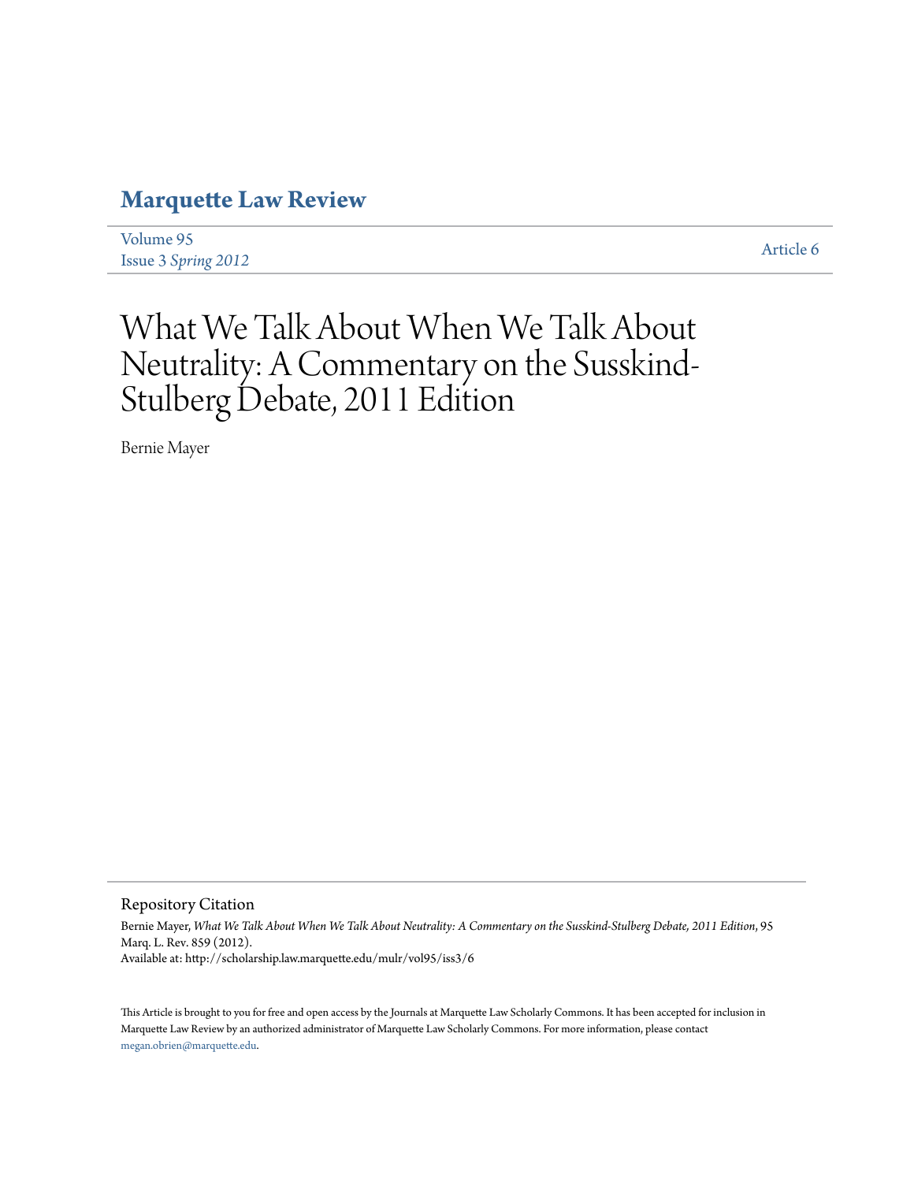# Marquette Law Review

Volume 95
Issue 3 *Spring 2012*

Article 6

# What We Talk About When We Talk About Neutrality: A Commentary on the Susskind-Stulberg Debate, 2011 Edition

Bernie Mayer

## Repository Citation

Bernie Mayer, *What We Talk About When We Talk About Neutrality: A Commentary on the Susskind-Stulberg Debate, 2011 Edition*, 95 Marq. L. Rev. 859 (2012).
Available at: http://scholarship.law.marquette.edu/mulr/vol95/iss3/6

This Article is brought to you for free and open access by the Journals at Marquette Law Scholarly Commons. It has been accepted for inclusion in Marquette Law Review by an authorized administrator of Marquette Law Scholarly Commons. For more information, please contact megan.obrien@marquette.edu.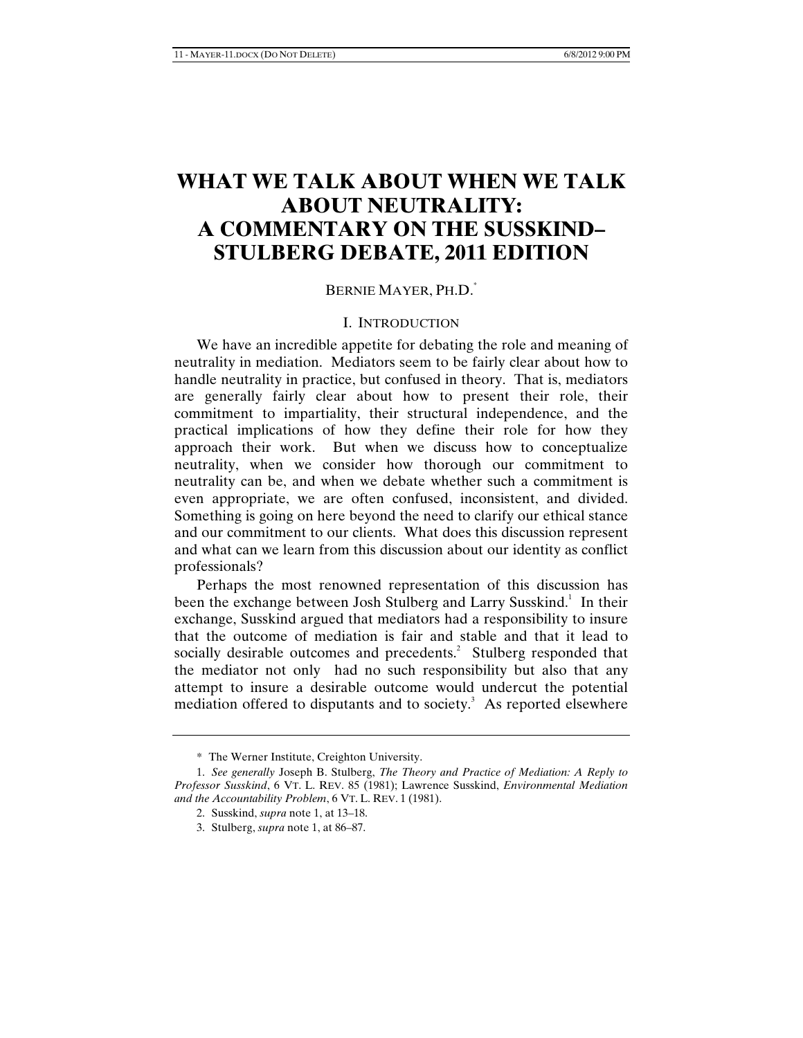# WHAT WE TALK ABOUT WHEN WE TALK ABOUT NEUTRALITY: A COMMENTARY ON THE SUSSKIND–STULBERG DEBATE, 2011 EDITION

BERNIE MAYER, PH.D.[*]

## I. INTRODUCTION

We have an incredible appetite for debating the role and meaning of neutrality in mediation. Mediators seem to be fairly clear about how to handle neutrality in practice, but confused in theory. That is, mediators are generally fairly clear about how to present their role, their commitment to impartiality, their structural independence, and the practical implications of how they define their role for how they approach their work. But when we discuss how to conceptualize neutrality, when we consider how thorough our commitment to neutrality can be, and when we debate whether such a commitment is even appropriate, we are often confused, inconsistent, and divided. Something is going on here beyond the need to clarify our ethical stance and our commitment to our clients. What does this discussion represent and what can we learn from this discussion about our identity as conflict professionals?

Perhaps the most renowned representation of this discussion has been the exchange between Josh Stulberg and Larry Susskind.[1] In their exchange, Susskind argued that mediators had a responsibility to insure that the outcome of mediation is fair and stable and that it lead to socially desirable outcomes and precedents.[2] Stulberg responded that the mediator not only had no such responsibility but also that any attempt to insure a desirable outcome would undercut the potential mediation offered to disputants and to society.[3] As reported elsewhere

---

\* The Werner Institute, Creighton University.

1. *See generally* Joseph B. Stulberg, *The Theory and Practice of Mediation: A Reply to Professor Susskind*, 6 VT. L. REV. 85 (1981); Lawrence Susskind, *Environmental Mediation and the Accountability Problem*, 6 VT. L. REV. 1 (1981).

2. Susskind, *supra* note 1, at 13–18.

3. Stulberg, *supra* note 1, at 86–87.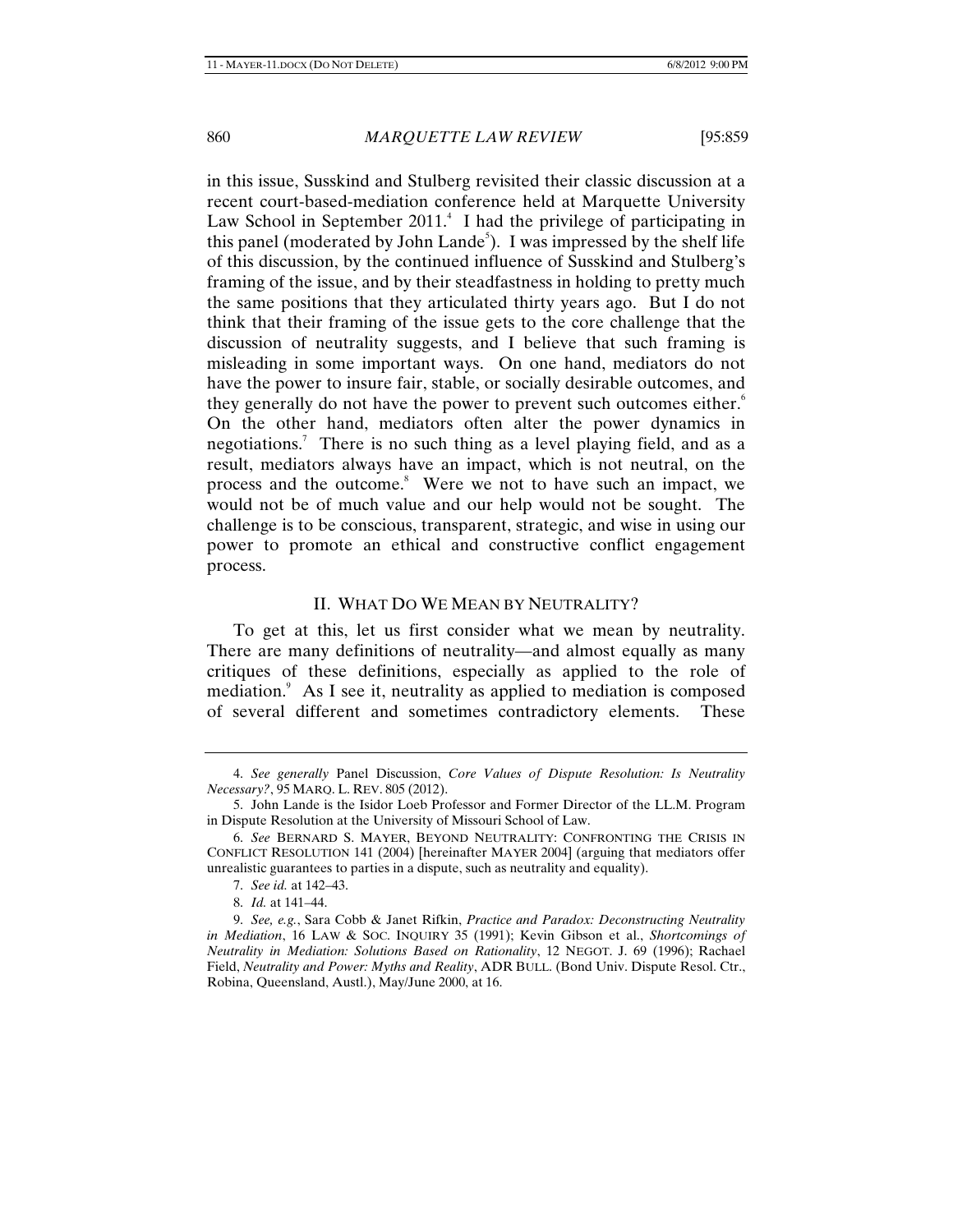in this issue, Susskind and Stulberg revisited their classic discussion at a recent court-based-mediation conference held at Marquette University Law School in September 2011.[4] I had the privilege of participating in this panel (moderated by John Lande[5]). I was impressed by the shelf life of this discussion, by the continued influence of Susskind and Stulberg's framing of the issue, and by their steadfastness in holding to pretty much the same positions that they articulated thirty years ago. But I do not think that their framing of the issue gets to the core challenge that the discussion of neutrality suggests, and I believe that such framing is misleading in some important ways. On one hand, mediators do not have the power to insure fair, stable, or socially desirable outcomes, and they generally do not have the power to prevent such outcomes either.[6] On the other hand, mediators often alter the power dynamics in negotiations.[7] There is no such thing as a level playing field, and as a result, mediators always have an impact, which is not neutral, on the process and the outcome.[8] Were we not to have such an impact, we would not be of much value and our help would not be sought. The challenge is to be conscious, transparent, strategic, and wise in using our power to promote an ethical and constructive conflict engagement process.

## II. WHAT DO WE MEAN BY NEUTRALITY?

To get at this, let us first consider what we mean by neutrality. There are many definitions of neutrality—and almost equally as many critiques of these definitions, especially as applied to the role of mediation.[9] As I see it, neutrality as applied to mediation is composed of several different and sometimes contradictory elements. These

---

4. *See generally* Panel Discussion, *Core Values of Dispute Resolution: Is Neutrality Necessary?*, 95 MARQ. L. REV. 805 (2012).

5. John Lande is the Isidor Loeb Professor and Former Director of the LL.M. Program in Dispute Resolution at the University of Missouri School of Law.

6. *See* BERNARD S. MAYER, BEYOND NEUTRALITY: CONFRONTING THE CRISIS IN CONFLICT RESOLUTION 141 (2004) [hereinafter MAYER 2004] (arguing that mediators offer unrealistic guarantees to parties in a dispute, such as neutrality and equality).

7. *See id.* at 142–43.

8. *Id.* at 141–44.

9. *See, e.g.*, Sara Cobb & Janet Rifkin, *Practice and Paradox: Deconstructing Neutrality in Mediation*, 16 LAW & SOC. INQUIRY 35 (1991); Kevin Gibson et al., *Shortcomings of Neutrality in Mediation: Solutions Based on Rationality*, 12 NEGOT. J. 69 (1996); Rachael Field, *Neutrality and Power: Myths and Reality*, ADR BULL. (Bond Univ. Dispute Resol. Ctr., Robina, Queensland, Austl.), May/June 2000, at 16.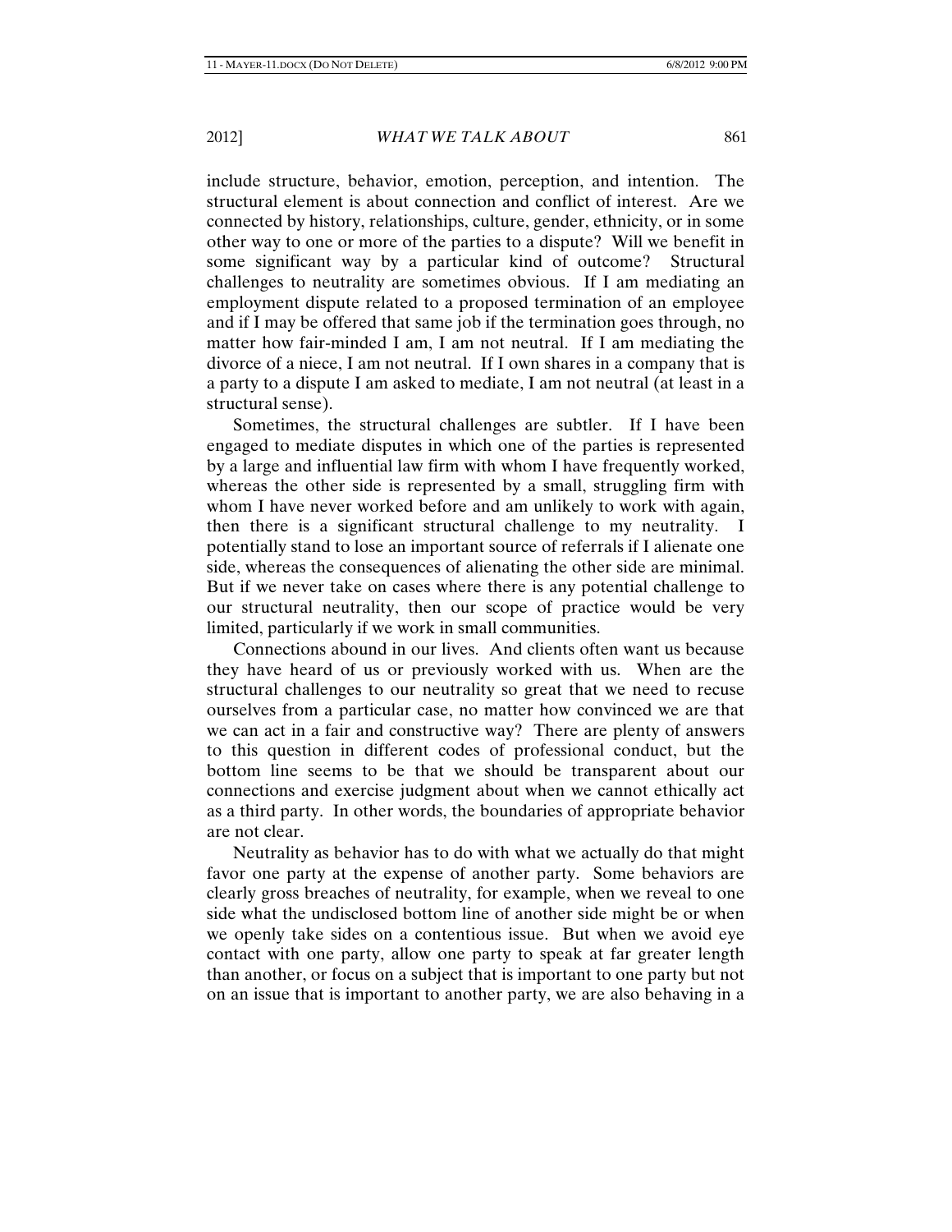include structure, behavior, emotion, perception, and intention. The structural element is about connection and conflict of interest. Are we connected by history, relationships, culture, gender, ethnicity, or in some other way to one or more of the parties to a dispute? Will we benefit in some significant way by a particular kind of outcome? Structural challenges to neutrality are sometimes obvious. If I am mediating an employment dispute related to a proposed termination of an employee and if I may be offered that same job if the termination goes through, no matter how fair-minded I am, I am not neutral. If I am mediating the divorce of a niece, I am not neutral. If I own shares in a company that is a party to a dispute I am asked to mediate, I am not neutral (at least in a structural sense).

Sometimes, the structural challenges are subtler. If I have been engaged to mediate disputes in which one of the parties is represented by a large and influential law firm with whom I have frequently worked, whereas the other side is represented by a small, struggling firm with whom I have never worked before and am unlikely to work with again, then there is a significant structural challenge to my neutrality. I potentially stand to lose an important source of referrals if I alienate one side, whereas the consequences of alienating the other side are minimal. But if we never take on cases where there is any potential challenge to our structural neutrality, then our scope of practice would be very limited, particularly if we work in small communities.

Connections abound in our lives. And clients often want us because they have heard of us or previously worked with us. When are the structural challenges to our neutrality so great that we need to recuse ourselves from a particular case, no matter how convinced we are that we can act in a fair and constructive way? There are plenty of answers to this question in different codes of professional conduct, but the bottom line seems to be that we should be transparent about our connections and exercise judgment about when we cannot ethically act as a third party. In other words, the boundaries of appropriate behavior are not clear.

Neutrality as behavior has to do with what we actually do that might favor one party at the expense of another party. Some behaviors are clearly gross breaches of neutrality, for example, when we reveal to one side what the undisclosed bottom line of another side might be or when we openly take sides on a contentious issue. But when we avoid eye contact with one party, allow one party to speak at far greater length than another, or focus on a subject that is important to one party but not on an issue that is important to another party, we are also behaving in a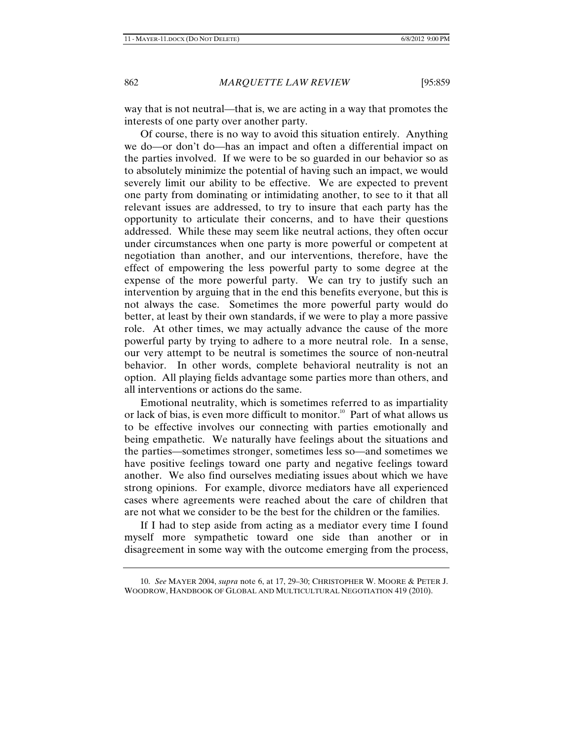way that is not neutral—that is, we are acting in a way that promotes the interests of one party over another party.

Of course, there is no way to avoid this situation entirely. Anything we do—or don't do—has an impact and often a differential impact on the parties involved. If we were to be so guarded in our behavior so as to absolutely minimize the potential of having such an impact, we would severely limit our ability to be effective. We are expected to prevent one party from dominating or intimidating another, to see to it that all relevant issues are addressed, to try to insure that each party has the opportunity to articulate their concerns, and to have their questions addressed. While these may seem like neutral actions, they often occur under circumstances when one party is more powerful or competent at negotiation than another, and our interventions, therefore, have the effect of empowering the less powerful party to some degree at the expense of the more powerful party. We can try to justify such an intervention by arguing that in the end this benefits everyone, but this is not always the case. Sometimes the more powerful party would do better, at least by their own standards, if we were to play a more passive role. At other times, we may actually advance the cause of the more powerful party by trying to adhere to a more neutral role. In a sense, our very attempt to be neutral is sometimes the source of non-neutral behavior. In other words, complete behavioral neutrality is not an option. All playing fields advantage some parties more than others, and all interventions or actions do the same.

Emotional neutrality, which is sometimes referred to as impartiality or lack of bias, is even more difficult to monitor.[10] Part of what allows us to be effective involves our connecting with parties emotionally and being empathetic. We naturally have feelings about the situations and the parties—sometimes stronger, sometimes less so—and sometimes we have positive feelings toward one party and negative feelings toward another. We also find ourselves mediating issues about which we have strong opinions. For example, divorce mediators have all experienced cases where agreements were reached about the care of children that are not what we consider to be the best for the children or the families.

If I had to step aside from acting as a mediator every time I found myself more sympathetic toward one side than another or in disagreement in some way with the outcome emerging from the process,

---

10. *See* MAYER 2004, *supra* note 6, at 17, 29–30; CHRISTOPHER W. MOORE & PETER J. WOODROW, HANDBOOK OF GLOBAL AND MULTICULTURAL NEGOTIATION 419 (2010).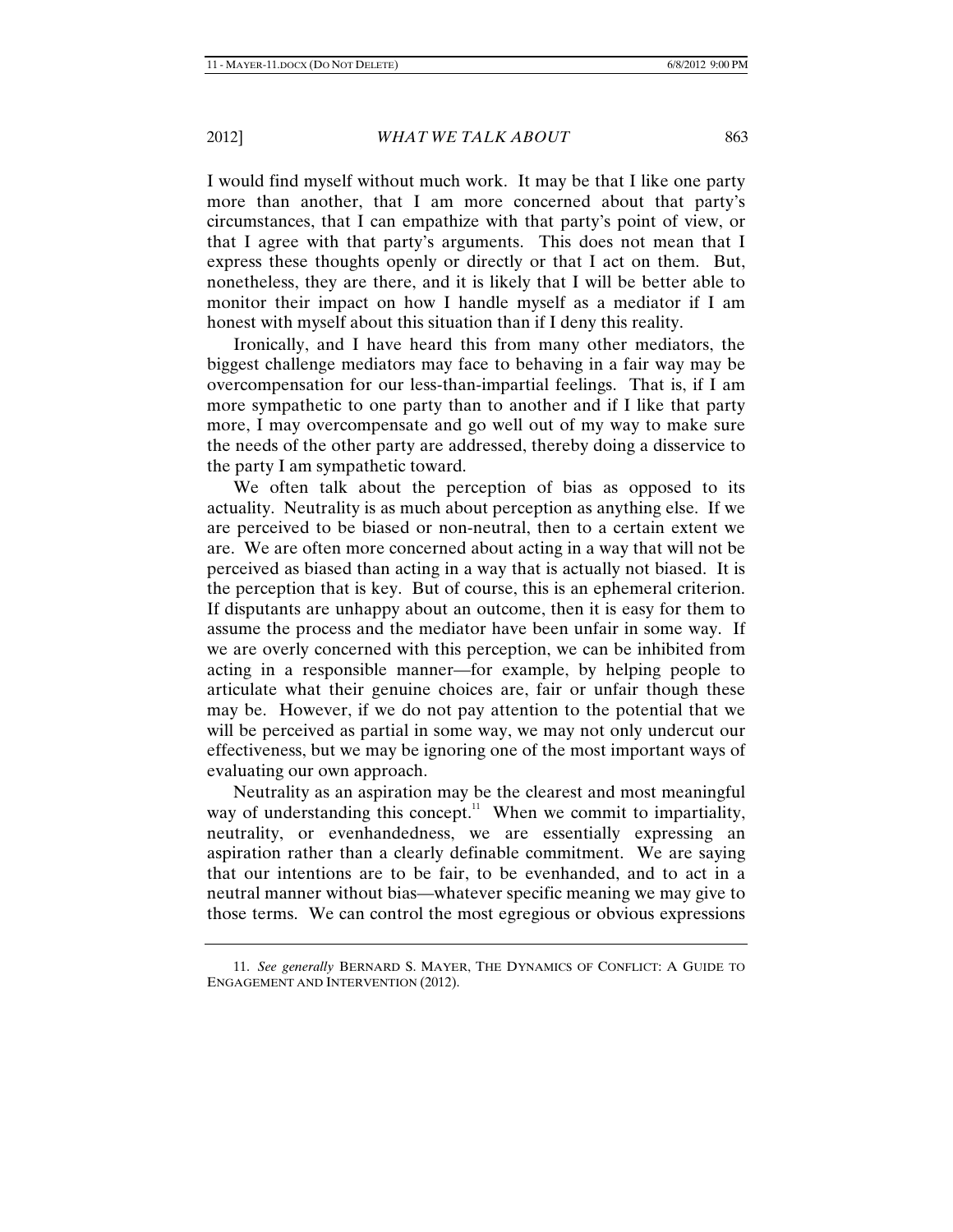I would find myself without much work. It may be that I like one party more than another, that I am more concerned about that party's circumstances, that I can empathize with that party's point of view, or that I agree with that party's arguments. This does not mean that I express these thoughts openly or directly or that I act on them. But, nonetheless, they are there, and it is likely that I will be better able to monitor their impact on how I handle myself as a mediator if I am honest with myself about this situation than if I deny this reality.

Ironically, and I have heard this from many other mediators, the biggest challenge mediators may face to behaving in a fair way may be overcompensation for our less-than-impartial feelings. That is, if I am more sympathetic to one party than to another and if I like that party more, I may overcompensate and go well out of my way to make sure the needs of the other party are addressed, thereby doing a disservice to the party I am sympathetic toward.

We often talk about the perception of bias as opposed to its actuality. Neutrality is as much about perception as anything else. If we are perceived to be biased or non-neutral, then to a certain extent we are. We are often more concerned about acting in a way that will not be perceived as biased than acting in a way that is actually not biased. It is the perception that is key. But of course, this is an ephemeral criterion. If disputants are unhappy about an outcome, then it is easy for them to assume the process and the mediator have been unfair in some way. If we are overly concerned with this perception, we can be inhibited from acting in a responsible manner—for example, by helping people to articulate what their genuine choices are, fair or unfair though these may be. However, if we do not pay attention to the potential that we will be perceived as partial in some way, we may not only undercut our effectiveness, but we may be ignoring one of the most important ways of evaluating our own approach.

Neutrality as an aspiration may be the clearest and most meaningful way of understanding this concept.[11] When we commit to impartiality, neutrality, or evenhandedness, we are essentially expressing an aspiration rather than a clearly definable commitment. We are saying that our intentions are to be fair, to be evenhanded, and to act in a neutral manner without bias—whatever specific meaning we may give to those terms. We can control the most egregious or obvious expressions

11. *See generally* BERNARD S. MAYER, THE DYNAMICS OF CONFLICT: A GUIDE TO ENGAGEMENT AND INTERVENTION (2012).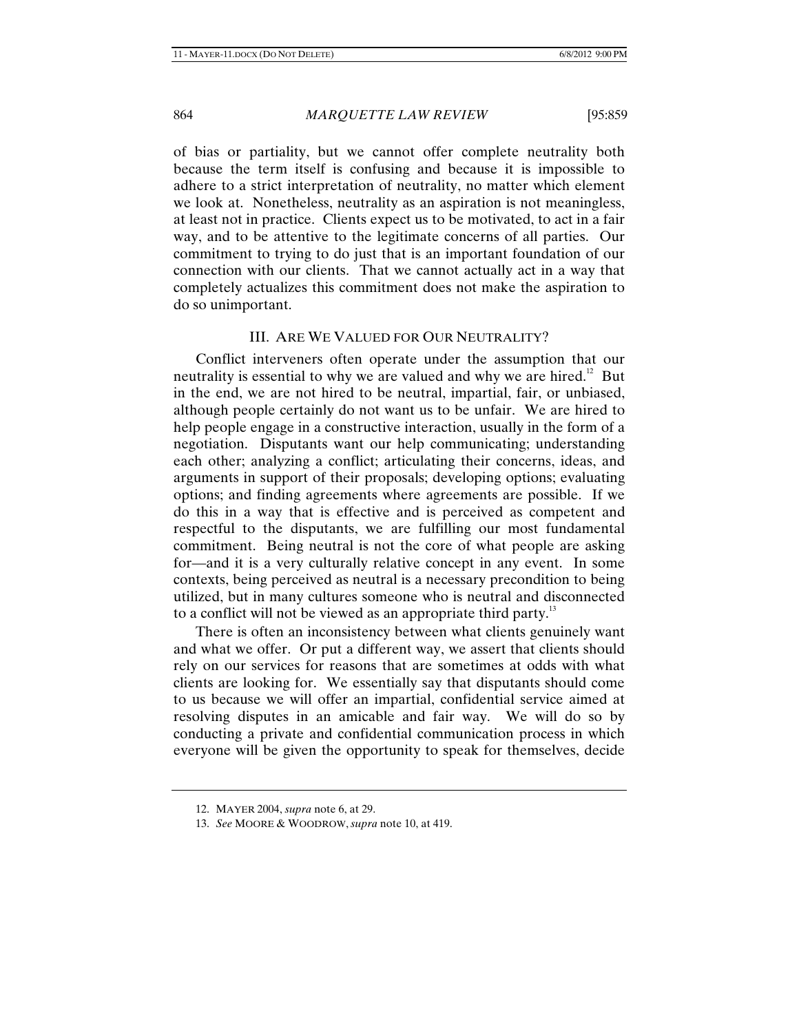of bias or partiality, but we cannot offer complete neutrality both because the term itself is confusing and because it is impossible to adhere to a strict interpretation of neutrality, no matter which element we look at. Nonetheless, neutrality as an aspiration is not meaningless, at least not in practice. Clients expect us to be motivated, to act in a fair way, and to be attentive to the legitimate concerns of all parties. Our commitment to trying to do just that is an important foundation of our connection with our clients. That we cannot actually act in a way that completely actualizes this commitment does not make the aspiration to do so unimportant.

## III. ARE WE VALUED FOR OUR NEUTRALITY?

Conflict interveners often operate under the assumption that our neutrality is essential to why we are valued and why we are hired.[12] But in the end, we are not hired to be neutral, impartial, fair, or unbiased, although people certainly do not want us to be unfair. We are hired to help people engage in a constructive interaction, usually in the form of a negotiation. Disputants want our help communicating; understanding each other; analyzing a conflict; articulating their concerns, ideas, and arguments in support of their proposals; developing options; evaluating options; and finding agreements where agreements are possible. If we do this in a way that is effective and is perceived as competent and respectful to the disputants, we are fulfilling our most fundamental commitment. Being neutral is not the core of what people are asking for—and it is a very culturally relative concept in any event. In some contexts, being perceived as neutral is a necessary precondition to being utilized, but in many cultures someone who is neutral and disconnected to a conflict will not be viewed as an appropriate third party.[13]

There is often an inconsistency between what clients genuinely want and what we offer. Or put a different way, we assert that clients should rely on our services for reasons that are sometimes at odds with what clients are looking for. We essentially say that disputants should come to us because we will offer an impartial, confidential service aimed at resolving disputes in an amicable and fair way. We will do so by conducting a private and confidential communication process in which everyone will be given the opportunity to speak for themselves, decide

---

12. MAYER 2004, *supra* note 6, at 29.

13. *See* MOORE & WOODROW, *supra* note 10, at 419.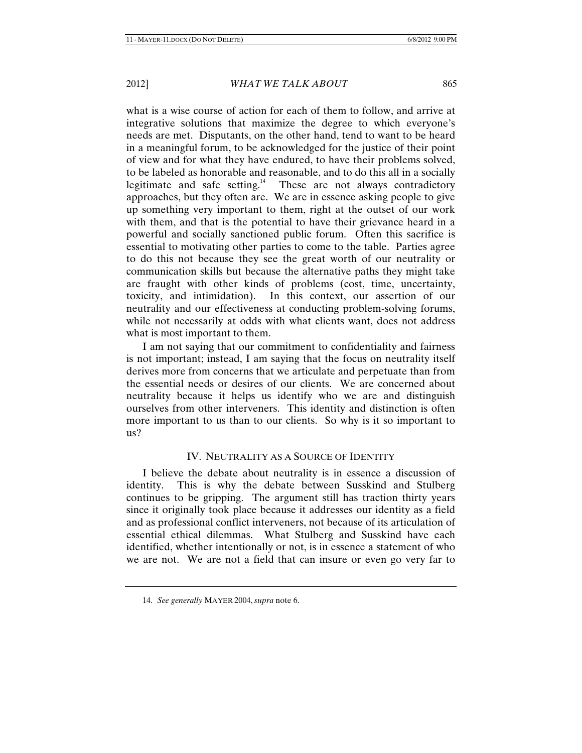what is a wise course of action for each of them to follow, and arrive at integrative solutions that maximize the degree to which everyone's needs are met. Disputants, on the other hand, tend to want to be heard in a meaningful forum, to be acknowledged for the justice of their point of view and for what they have endured, to have their problems solved, to be labeled as honorable and reasonable, and to do this all in a socially legitimate and safe setting.[14] These are not always contradictory approaches, but they often are. We are in essence asking people to give up something very important to them, right at the outset of our work with them, and that is the potential to have their grievance heard in a powerful and socially sanctioned public forum. Often this sacrifice is essential to motivating other parties to come to the table. Parties agree to do this not because they see the great worth of our neutrality or communication skills but because the alternative paths they might take are fraught with other kinds of problems (cost, time, uncertainty, toxicity, and intimidation). In this context, our assertion of our neutrality and our effectiveness at conducting problem-solving forums, while not necessarily at odds with what clients want, does not address what is most important to them.

I am not saying that our commitment to confidentiality and fairness is not important; instead, I am saying that the focus on neutrality itself derives more from concerns that we articulate and perpetuate than from the essential needs or desires of our clients. We are concerned about neutrality because it helps us identify who we are and distinguish ourselves from other interveners. This identity and distinction is often more important to us than to our clients. So why is it so important to us?

## IV. NEUTRALITY AS A SOURCE OF IDENTITY

I believe the debate about neutrality is in essence a discussion of identity. This is why the debate between Susskind and Stulberg continues to be gripping. The argument still has traction thirty years since it originally took place because it addresses our identity as a field and as professional conflict interveners, not because of its articulation of essential ethical dilemmas. What Stulberg and Susskind have each identified, whether intentionally or not, is in essence a statement of who we are not. We are not a field that can insure or even go very far to

---

14. *See generally* MAYER 2004, *supra* note 6.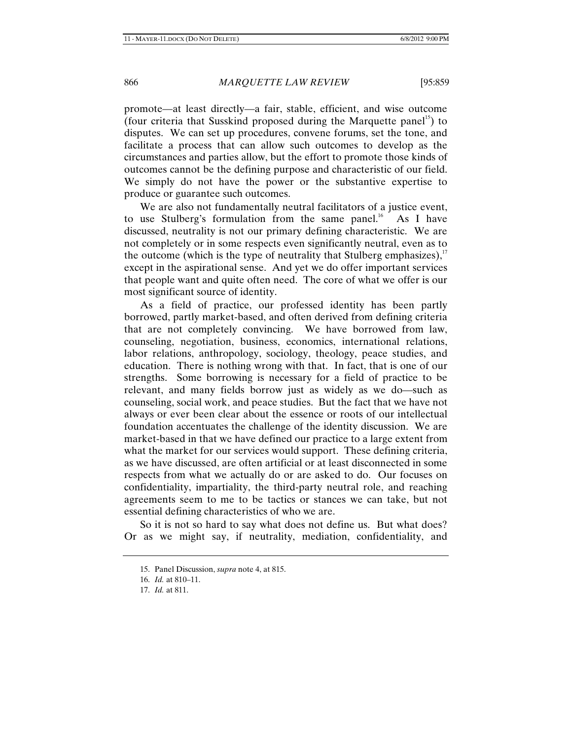promote—at least directly—a fair, stable, efficient, and wise outcome (four criteria that Susskind proposed during the Marquette panel[15]) to disputes. We can set up procedures, convene forums, set the tone, and facilitate a process that can allow such outcomes to develop as the circumstances and parties allow, but the effort to promote those kinds of outcomes cannot be the defining purpose and characteristic of our field. We simply do not have the power or the substantive expertise to produce or guarantee such outcomes.

We are also not fundamentally neutral facilitators of a justice event, to use Stulberg's formulation from the same panel.[16] As I have discussed, neutrality is not our primary defining characteristic. We are not completely or in some respects even significantly neutral, even as to the outcome (which is the type of neutrality that Stulberg emphasizes),[17] except in the aspirational sense. And yet we do offer important services that people want and quite often need. The core of what we offer is our most significant source of identity.

As a field of practice, our professed identity has been partly borrowed, partly market-based, and often derived from defining criteria that are not completely convincing. We have borrowed from law, counseling, negotiation, business, economics, international relations, labor relations, anthropology, sociology, theology, peace studies, and education. There is nothing wrong with that. In fact, that is one of our strengths. Some borrowing is necessary for a field of practice to be relevant, and many fields borrow just as widely as we do—such as counseling, social work, and peace studies. But the fact that we have not always or ever been clear about the essence or roots of our intellectual foundation accentuates the challenge of the identity discussion. We are market-based in that we have defined our practice to a large extent from what the market for our services would support. These defining criteria, as we have discussed, are often artificial or at least disconnected in some respects from what we actually do or are asked to do. Our focuses on confidentiality, impartiality, the third-party neutral role, and reaching agreements seem to me to be tactics or stances we can take, but not essential defining characteristics of who we are.

So it is not so hard to say what does not define us. But what does? Or as we might say, if neutrality, mediation, confidentiality, and

---

15. Panel Discussion, *supra* note 4, at 815.

16. *Id.* at 810–11.

17. *Id.* at 811.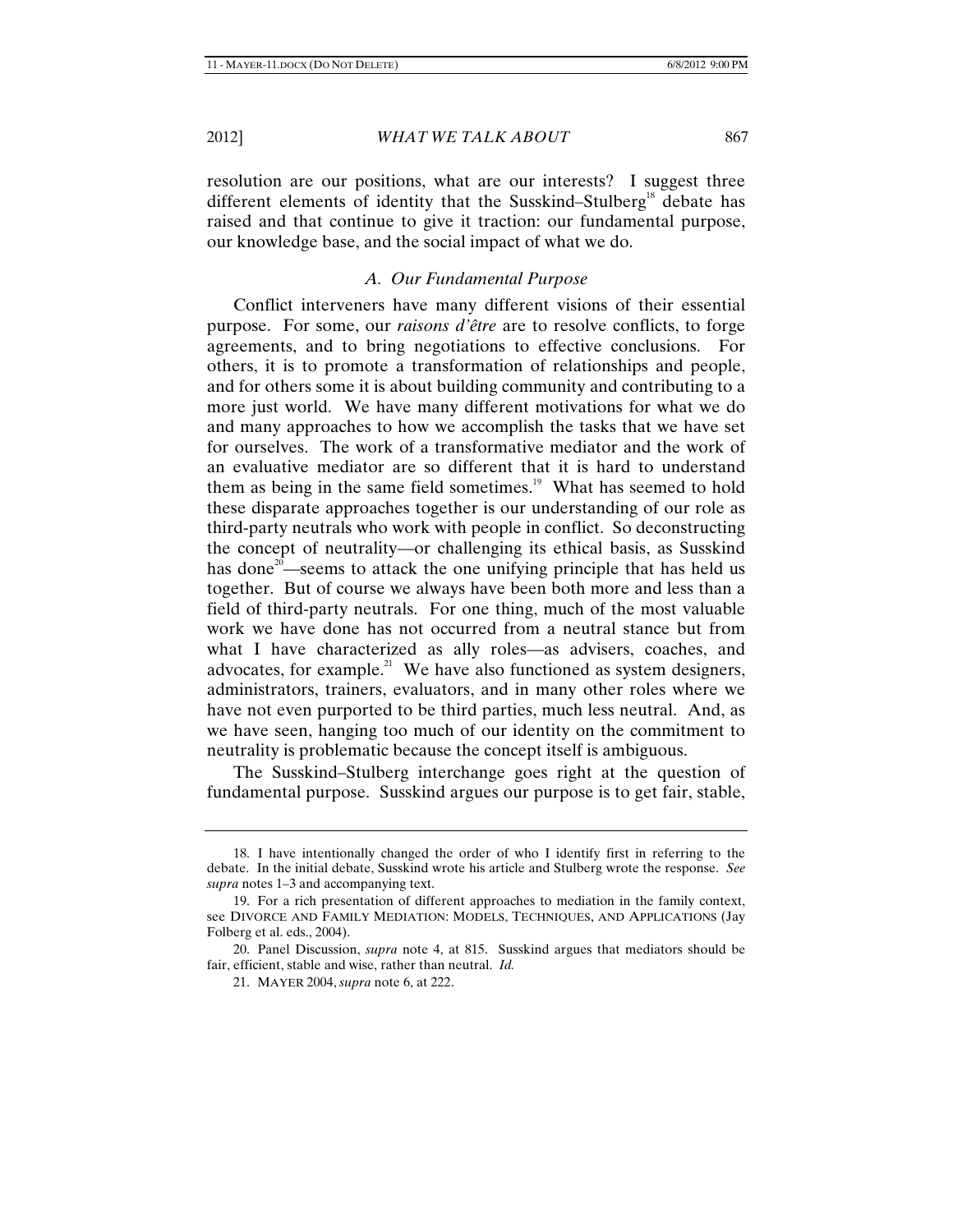resolution are our positions, what are our interests? I suggest three different elements of identity that the Susskind–Stulberg[18] debate has raised and that continue to give it traction: our fundamental purpose, our knowledge base, and the social impact of what we do.

### *A. Our Fundamental Purpose*

Conflict interveners have many different visions of their essential purpose. For some, our *raisons d'être* are to resolve conflicts, to forge agreements, and to bring negotiations to effective conclusions. For others, it is to promote a transformation of relationships and people, and for others some it is about building community and contributing to a more just world. We have many different motivations for what we do and many approaches to how we accomplish the tasks that we have set for ourselves. The work of a transformative mediator and the work of an evaluative mediator are so different that it is hard to understand them as being in the same field sometimes.[19] What has seemed to hold these disparate approaches together is our understanding of our role as third-party neutrals who work with people in conflict. So deconstructing the concept of neutrality—or challenging its ethical basis, as Susskind has done[20]—seems to attack the one unifying principle that has held us together. But of course we always have been both more and less than a field of third-party neutrals. For one thing, much of the most valuable work we have done has not occurred from a neutral stance but from what I have characterized as ally roles—as advisers, coaches, and advocates, for example.[21] We have also functioned as system designers, administrators, trainers, evaluators, and in many other roles where we have not even purported to be third parties, much less neutral. And, as we have seen, hanging too much of our identity on the commitment to neutrality is problematic because the concept itself is ambiguous.

The Susskind–Stulberg interchange goes right at the question of fundamental purpose. Susskind argues our purpose is to get fair, stable,

---

18. I have intentionally changed the order of who I identify first in referring to the debate. In the initial debate, Susskind wrote his article and Stulberg wrote the response. *See supra* notes 1–3 and accompanying text.

19. For a rich presentation of different approaches to mediation in the family context, see DIVORCE AND FAMILY MEDIATION: MODELS, TECHNIQUES, AND APPLICATIONS (Jay Folberg et al. eds., 2004).

20. Panel Discussion, *supra* note 4, at 815. Susskind argues that mediators should be fair, efficient, stable and wise, rather than neutral. *Id.*

21. MAYER 2004, *supra* note 6, at 222.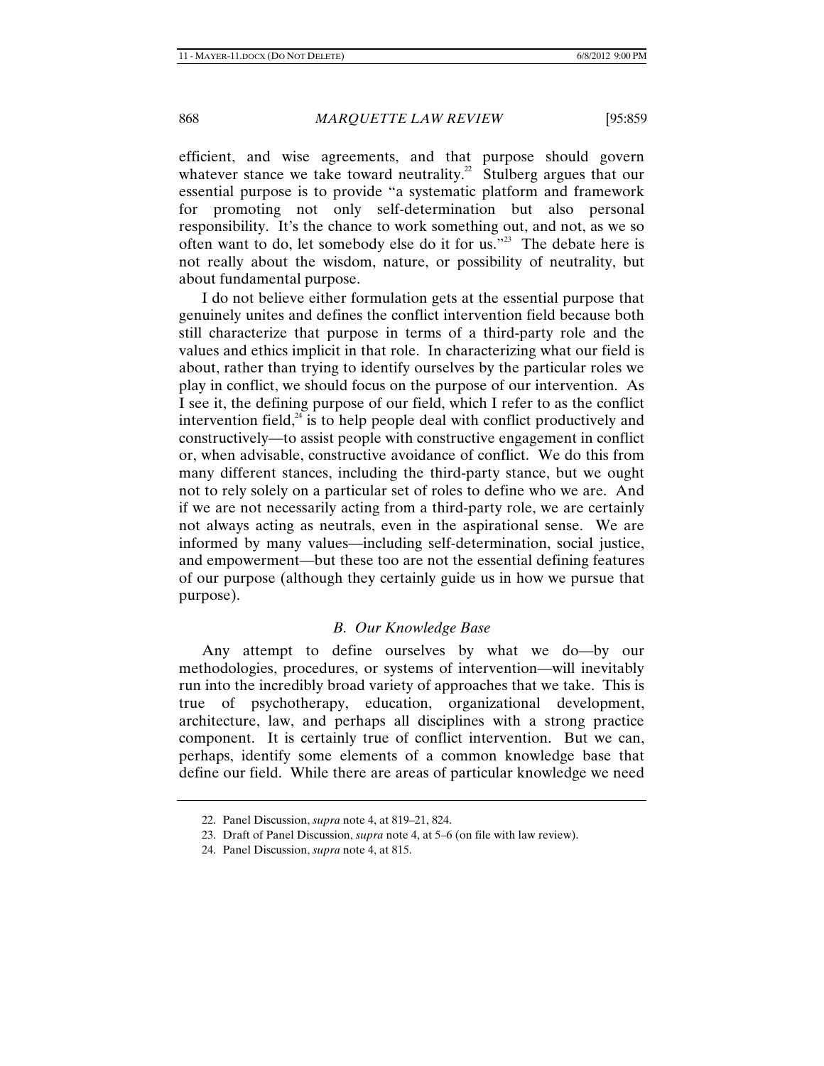efficient, and wise agreements, and that purpose should govern whatever stance we take toward neutrality.[22] Stulberg argues that our essential purpose is to provide "a systematic platform and framework for promoting not only self-determination but also personal responsibility. It's the chance to work something out, and not, as we so often want to do, let somebody else do it for us."[23] The debate here is not really about the wisdom, nature, or possibility of neutrality, but about fundamental purpose.

I do not believe either formulation gets at the essential purpose that genuinely unites and defines the conflict intervention field because both still characterize that purpose in terms of a third-party role and the values and ethics implicit in that role. In characterizing what our field is about, rather than trying to identify ourselves by the particular roles we play in conflict, we should focus on the purpose of our intervention. As I see it, the defining purpose of our field, which I refer to as the conflict intervention field,[24] is to help people deal with conflict productively and constructively—to assist people with constructive engagement in conflict or, when advisable, constructive avoidance of conflict. We do this from many different stances, including the third-party stance, but we ought not to rely solely on a particular set of roles to define who we are. And if we are not necessarily acting from a third-party role, we are certainly not always acting as neutrals, even in the aspirational sense. We are informed by many values—including self-determination, social justice, and empowerment—but these too are not the essential defining features of our purpose (although they certainly guide us in how we pursue that purpose).

### *B. Our Knowledge Base*

Any attempt to define ourselves by what we do—by our methodologies, procedures, or systems of intervention—will inevitably run into the incredibly broad variety of approaches that we take. This is true of psychotherapy, education, organizational development, architecture, law, and perhaps all disciplines with a strong practice component. It is certainly true of conflict intervention. But we can, perhaps, identify some elements of a common knowledge base that define our field. While there are areas of particular knowledge we need

---

22. Panel Discussion, *supra* note 4, at 819–21, 824.

23. Draft of Panel Discussion, *supra* note 4, at 5–6 (on file with law review).

24. Panel Discussion, *supra* note 4, at 815.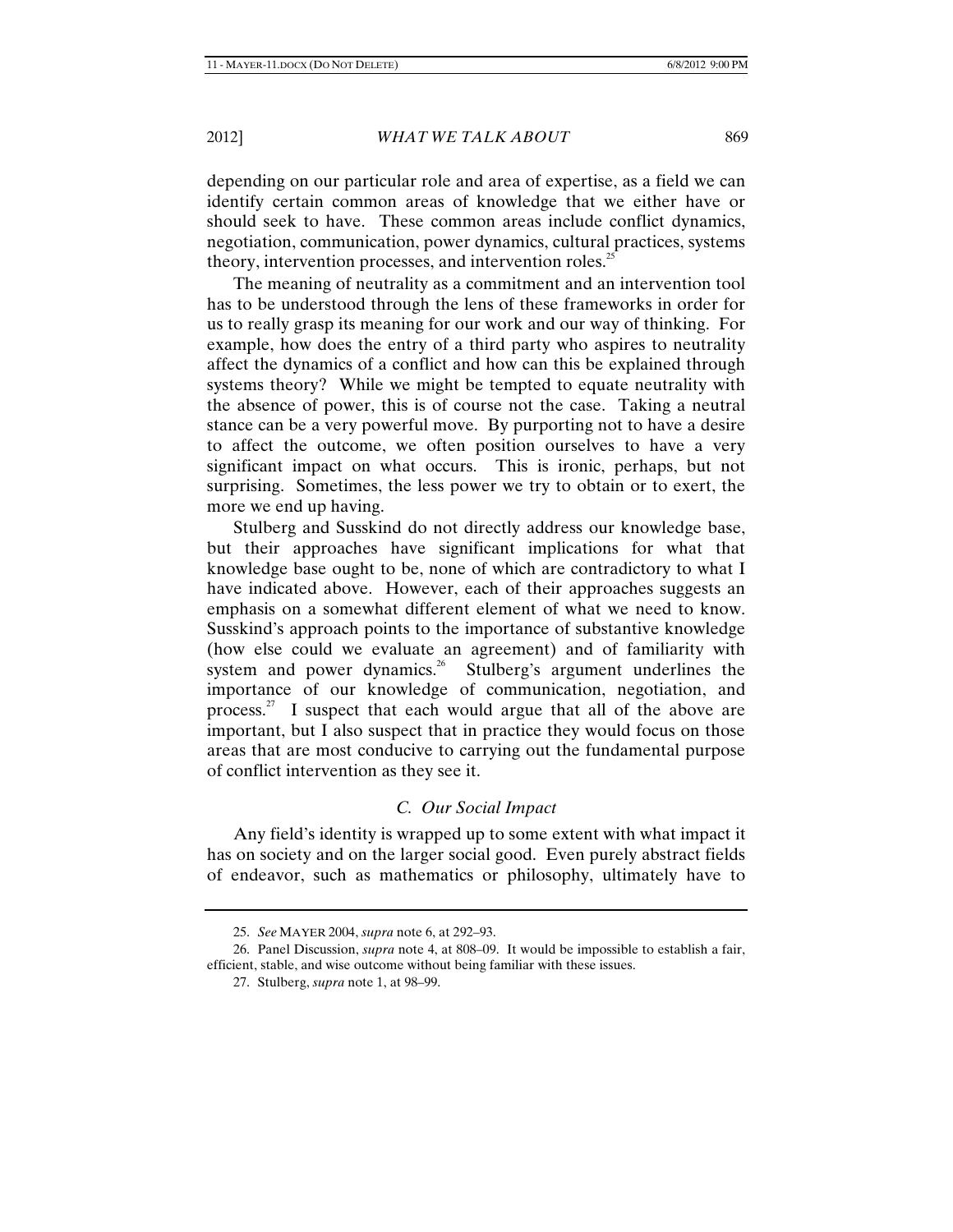depending on our particular role and area of expertise, as a field we can identify certain common areas of knowledge that we either have or should seek to have. These common areas include conflict dynamics, negotiation, communication, power dynamics, cultural practices, systems theory, intervention processes, and intervention roles.[25]

The meaning of neutrality as a commitment and an intervention tool has to be understood through the lens of these frameworks in order for us to really grasp its meaning for our work and our way of thinking. For example, how does the entry of a third party who aspires to neutrality affect the dynamics of a conflict and how can this be explained through systems theory? While we might be tempted to equate neutrality with the absence of power, this is of course not the case. Taking a neutral stance can be a very powerful move. By purporting not to have a desire to affect the outcome, we often position ourselves to have a very significant impact on what occurs. This is ironic, perhaps, but not surprising. Sometimes, the less power we try to obtain or to exert, the more we end up having.

Stulberg and Susskind do not directly address our knowledge base, but their approaches have significant implications for what that knowledge base ought to be, none of which are contradictory to what I have indicated above. However, each of their approaches suggests an emphasis on a somewhat different element of what we need to know. Susskind's approach points to the importance of substantive knowledge (how else could we evaluate an agreement) and of familiarity with system and power dynamics.[26] Stulberg's argument underlines the importance of our knowledge of communication, negotiation, and process.[27] I suspect that each would argue that all of the above are important, but I also suspect that in practice they would focus on those areas that are most conducive to carrying out the fundamental purpose of conflict intervention as they see it.

### *C. Our Social Impact*

Any field's identity is wrapped up to some extent with what impact it has on society and on the larger social good. Even purely abstract fields of endeavor, such as mathematics or philosophy, ultimately have to

---

25. *See* MAYER 2004, *supra* note 6, at 292–93.

26. Panel Discussion, *supra* note 4, at 808–09. It would be impossible to establish a fair, efficient, stable, and wise outcome without being familiar with these issues.

27. Stulberg, *supra* note 1, at 98–99.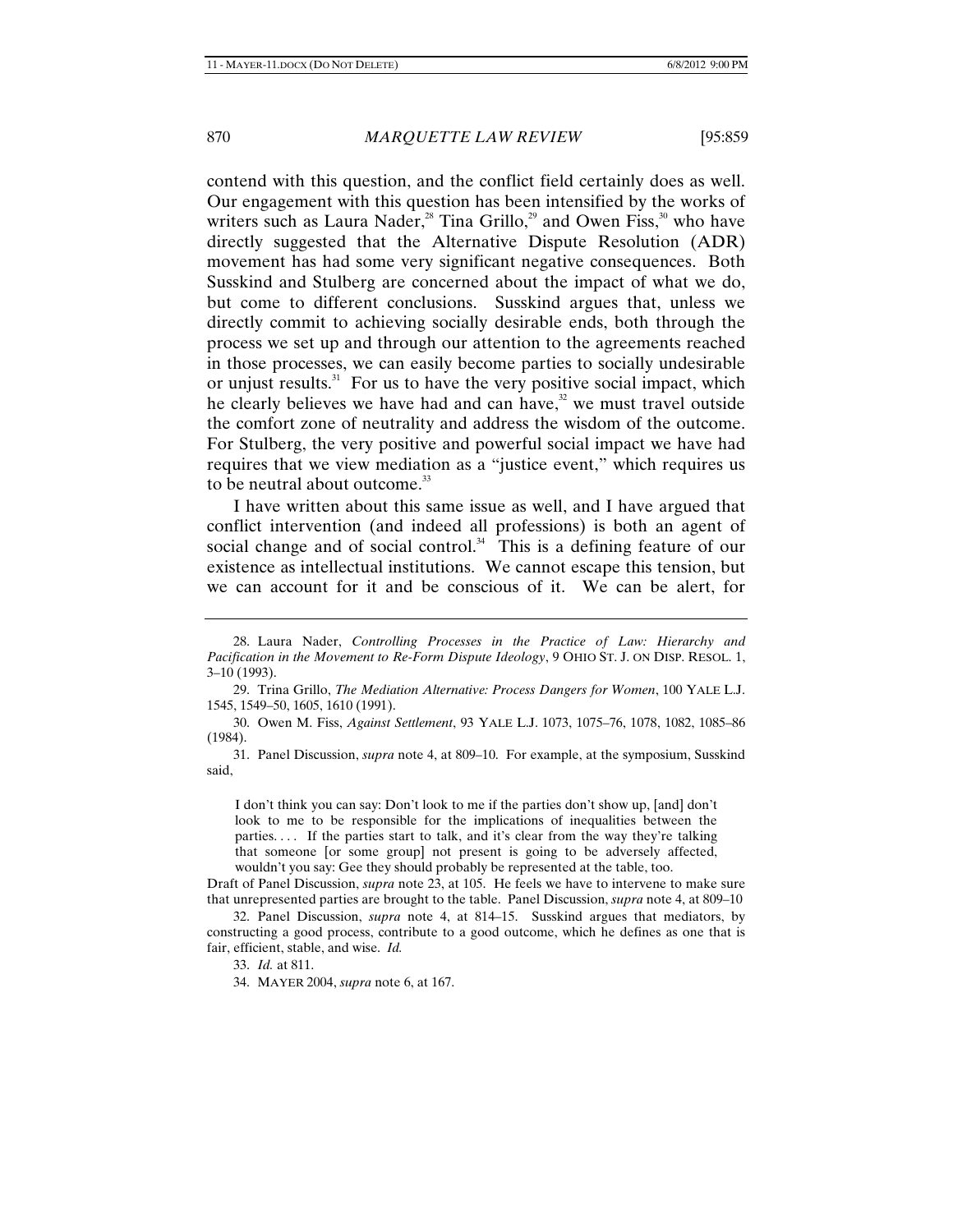contend with this question, and the conflict field certainly does as well. Our engagement with this question has been intensified by the works of writers such as Laura Nader,[28] Tina Grillo,[29] and Owen Fiss,[30] who have directly suggested that the Alternative Dispute Resolution (ADR) movement has had some very significant negative consequences. Both Susskind and Stulberg are concerned about the impact of what we do, but come to different conclusions. Susskind argues that, unless we directly commit to achieving socially desirable ends, both through the process we set up and through our attention to the agreements reached in those processes, we can easily become parties to socially undesirable or unjust results.[31] For us to have the very positive social impact, which he clearly believes we have had and can have,[32] we must travel outside the comfort zone of neutrality and address the wisdom of the outcome. For Stulberg, the very positive and powerful social impact we have had requires that we view mediation as a "justice event," which requires us to be neutral about outcome.[33]

I have written about this same issue as well, and I have argued that conflict intervention (and indeed all professions) is both an agent of social change and of social control.[34] This is a defining feature of our existence as intellectual institutions. We cannot escape this tension, but we can account for it and be conscious of it. We can be alert, for

---

28. Laura Nader, *Controlling Processes in the Practice of Law: Hierarchy and Pacification in the Movement to Re-Form Dispute Ideology*, 9 OHIO ST. J. ON DISP. RESOL. 1, 3–10 (1993).

29. Trina Grillo, *The Mediation Alternative: Process Dangers for Women*, 100 YALE L.J. 1545, 1549–50, 1605, 1610 (1991).

30. Owen M. Fiss, *Against Settlement*, 93 YALE L.J. 1073, 1075–76, 1078, 1082, 1085–86 (1984).

31. Panel Discussion, *supra* note 4, at 809–10. For example, at the symposium, Susskind said,

> I don't think you can say: Don't look to me if the parties don't show up, [and] don't look to me to be responsible for the implications of inequalities between the parties. . . . If the parties start to talk, and it's clear from the way they're talking that someone [or some group] not present is going to be adversely affected, wouldn't you say: Gee they should probably be represented at the table, too.

Draft of Panel Discussion, *supra* note 23, at 105. He feels we have to intervene to make sure that unrepresented parties are brought to the table. Panel Discussion, *supra* note 4, at 809–10

32. Panel Discussion, *supra* note 4, at 814–15. Susskind argues that mediators, by constructing a good process, contribute to a good outcome, which he defines as one that is fair, efficient, stable, and wise. *Id.*

33. *Id.* at 811.

34. MAYER 2004, *supra* note 6, at 167.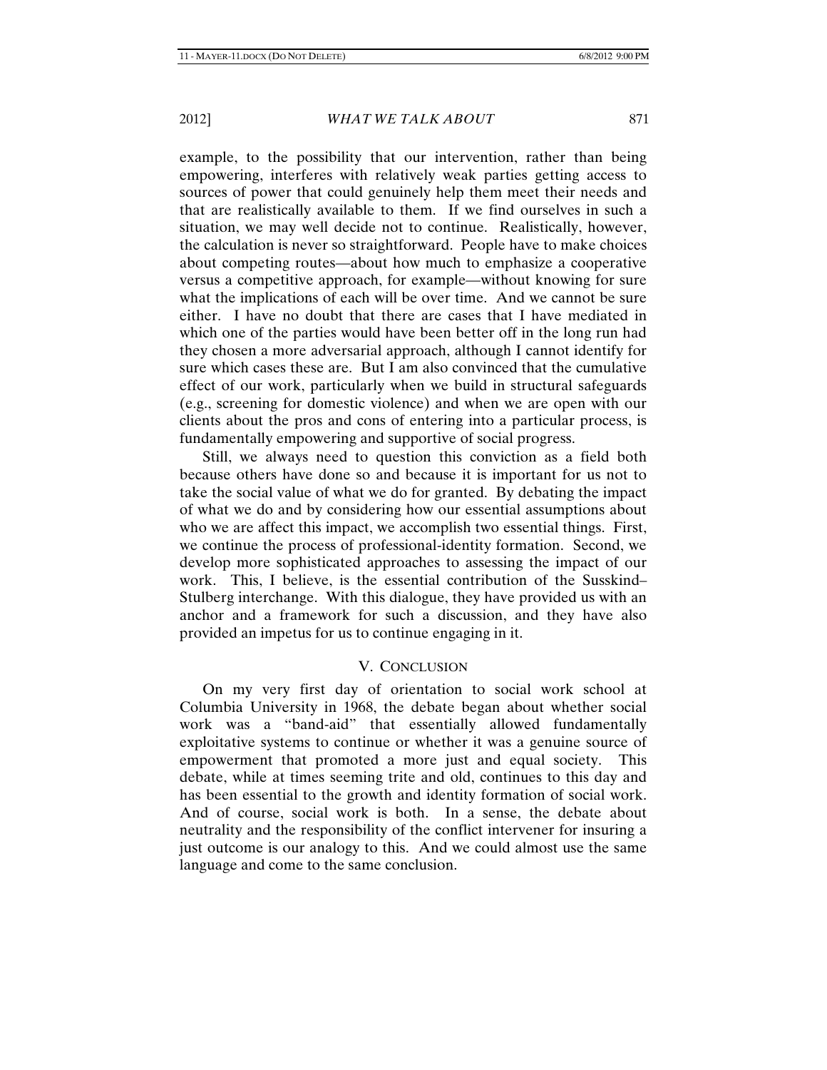example, to the possibility that our intervention, rather than being empowering, interferes with relatively weak parties getting access to sources of power that could genuinely help them meet their needs and that are realistically available to them. If we find ourselves in such a situation, we may well decide not to continue. Realistically, however, the calculation is never so straightforward. People have to make choices about competing routes—about how much to emphasize a cooperative versus a competitive approach, for example—without knowing for sure what the implications of each will be over time. And we cannot be sure either. I have no doubt that there are cases that I have mediated in which one of the parties would have been better off in the long run had they chosen a more adversarial approach, although I cannot identify for sure which cases these are. But I am also convinced that the cumulative effect of our work, particularly when we build in structural safeguards (e.g., screening for domestic violence) and when we are open with our clients about the pros and cons of entering into a particular process, is fundamentally empowering and supportive of social progress.

Still, we always need to question this conviction as a field both because others have done so and because it is important for us not to take the social value of what we do for granted. By debating the impact of what we do and by considering how our essential assumptions about who we are affect this impact, we accomplish two essential things. First, we continue the process of professional-identity formation. Second, we develop more sophisticated approaches to assessing the impact of our work. This, I believe, is the essential contribution of the Susskind–Stulberg interchange. With this dialogue, they have provided us with an anchor and a framework for such a discussion, and they have also provided an impetus for us to continue engaging in it.

## V. CONCLUSION

On my very first day of orientation to social work school at Columbia University in 1968, the debate began about whether social work was a "band-aid" that essentially allowed fundamentally exploitative systems to continue or whether it was a genuine source of empowerment that promoted a more just and equal society. This debate, while at times seeming trite and old, continues to this day and has been essential to the growth and identity formation of social work. And of course, social work is both. In a sense, the debate about neutrality and the responsibility of the conflict intervener for insuring a just outcome is our analogy to this. And we could almost use the same language and come to the same conclusion.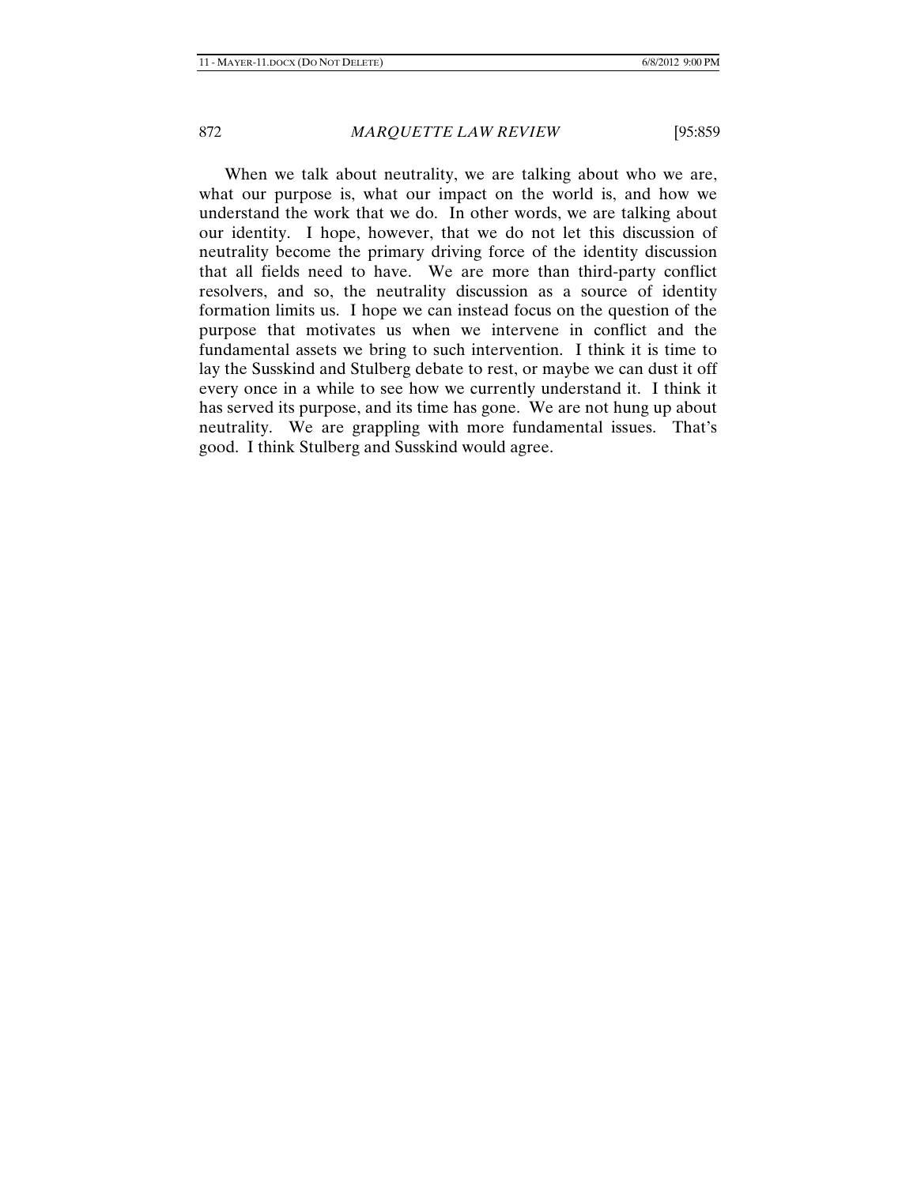When we talk about neutrality, we are talking about who we are, what our purpose is, what our impact on the world is, and how we understand the work that we do. In other words, we are talking about our identity. I hope, however, that we do not let this discussion of neutrality become the primary driving force of the identity discussion that all fields need to have. We are more than third-party conflict resolvers, and so, the neutrality discussion as a source of identity formation limits us. I hope we can instead focus on the question of the purpose that motivates us when we intervene in conflict and the fundamental assets we bring to such intervention. I think it is time to lay the Susskind and Stulberg debate to rest, or maybe we can dust it off every once in a while to see how we currently understand it. I think it has served its purpose, and its time has gone. We are not hung up about neutrality. We are grappling with more fundamental issues. That's good. I think Stulberg and Susskind would agree.